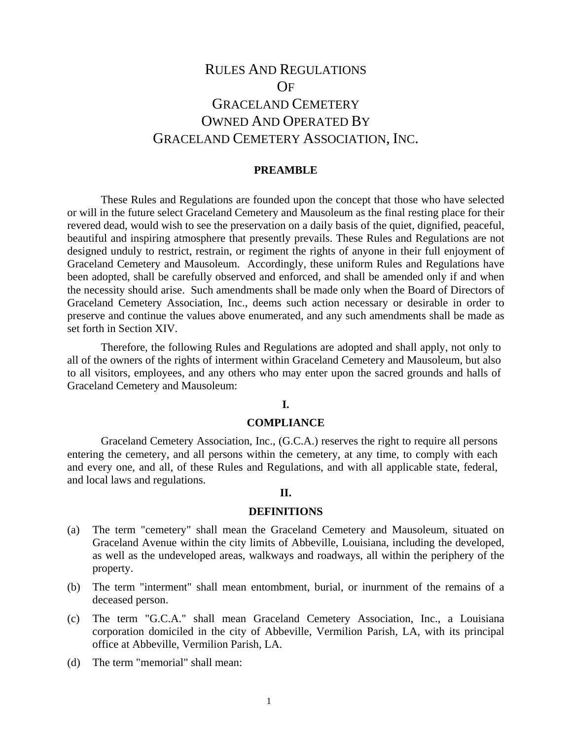# RULES AND REGULATIONS OF GRACELAND CEMETERY OWNED AND OPERATED BY GRACELAND CEMETERY ASSOCIATION, INC.

## PREAMBLE

These Rules and Regulations are founded upon the concept that those who have selected or will in the future select Graceland Cemetery and Mausoleum as the final resting place for their revered dead, would wish to see the preservation on a daily basis of the quiet, dignified, peaceful, beautiful and inspiring atmosphere that presently prevails. These Rules and Regulations are not designed unduly to restrict, restrain, or regiment the rights of anyone in their full enjoyment of Graceland Cemetery and Mausoleum. Accordingly, these uniform Rules and Regulations have been adopted, shall be carefully observed and enforced, and shall be amended only if and when the necessity should arise. Such amendments shall be made only when the Board of Directors of Graceland Cemetery Association, Inc., deems such action necessary or desirable in order to preserve and continue the values above enumerated, and any such amendments shall be made as set forth in Section XIV.

Therefore, the following Rules and Regulations are adopted and shall apply, not only to all of the owners of the rights of interment within Graceland Cemetery and Mausoleum, but also to all visitors, employees, and any others who may enter upon the sacred grounds and halls of Graceland Cemetery and Mausoleum:

## I.

## COMPLIANCE

Graceland Cemetery Association, Inc., (G.C.A.) reserves the right to require all persons entering the cemetery, and all persons within the cemetery, at any time, to comply with each and every one, and all, of these Rules and Regulations, and with all applicable state, federal, and local laws and regulations.

## II.

## DEFINITIONS

(a) The term "cemetery" shall mean the Graceland Cemetery and Mausoleum, situated on Graceland Avenue within the city limits of Abbeville, Louisiana, including the developed, as well as the undeveloped areas, walkways and roadways, all within the periphery of the property.

(b) The term "interment" shall mean entombment, burial, or inurnment of the remains of a deceased person.

(c) The term "G.C.A." shall mean Graceland Cemetery Association, Inc., a Louisiana corporation domiciled in the city of Abbeville, Vermilion Parish, LA, with its principal office at Abbeville, Vermilion Parish, LA.

(d) The term "memorial" shall mean: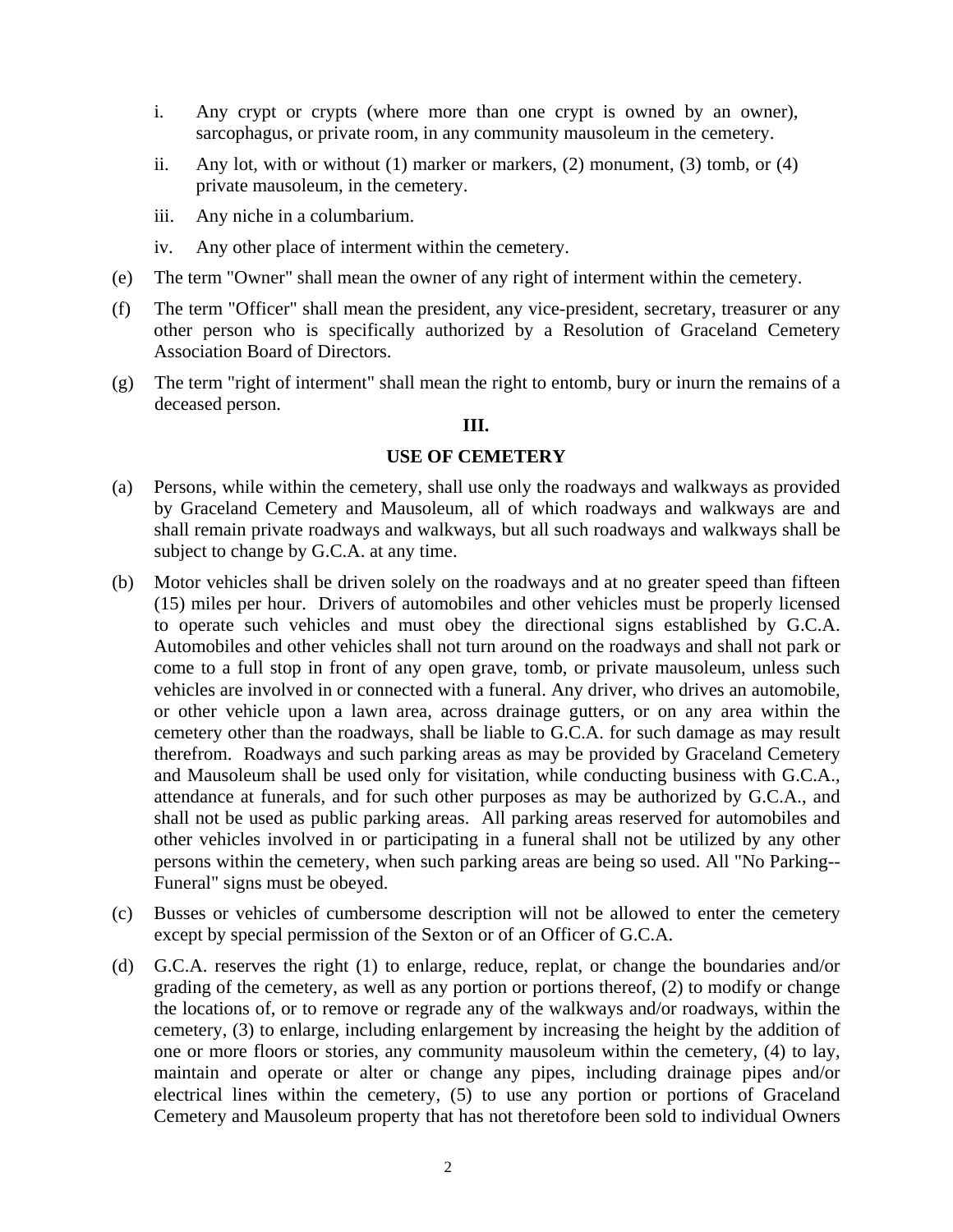i. Any crypt or crypts (where more than one crypt is owned by an owner), sarcophagus, or private room, in any community mausoleum in the cemetery.

ii. Any lot, with or without (1) marker or markers, (2) monument, (3) tomb, or (4) private mausoleum, in the cemetery.

iii. Any niche in a columbarium.

iv. Any other place of interment within the cemetery.

(e) The term "Owner" shall mean the owner of any right of interment within the cemetery.

(f) The term "Officer" shall mean the president, any vice-president, secretary, treasurer or any other person who is specifically authorized by a Resolution of Graceland Cemetery Association Board of Directors.

(g) The term "right of interment" shall mean the right to entomb, bury or inurn the remains of a deceased person.

## III.

## USE OF CEMETERY

(a) Persons, while within the cemetery, shall use only the roadways and walkways as provided by Graceland Cemetery and Mausoleum, all of which roadways and walkways are and shall remain private roadways and walkways, but all such roadways and walkways shall be subject to change by G.C.A. at any time.

(b) Motor vehicles shall be driven solely on the roadways and at no greater speed than fifteen (15) miles per hour. Drivers of automobiles and other vehicles must be properly licensed to operate such vehicles and must obey the directional signs established by G.C.A. Automobiles and other vehicles shall not turn around on the roadways and shall not park or come to a full stop in front of any open grave, tomb, or private mausoleum, unless such vehicles are involved in or connected with a funeral. Any driver, who drives an automobile, or other vehicle upon a lawn area, across drainage gutters, or on any area within the cemetery other than the roadways, shall be liable to G.C.A. for such damage as may result therefrom. Roadways and such parking areas as may be provided by Graceland Cemetery and Mausoleum shall be used only for visitation, while conducting business with G.C.A., attendance at funerals, and for such other purposes as may be authorized by G.C.A., and shall not be used as public parking areas. All parking areas reserved for automobiles and other vehicles involved in or participating in a funeral shall not be utilized by any other persons within the cemetery, when such parking areas are being so used. All "No Parking--Funeral" signs must be obeyed.

(c) Busses or vehicles of cumbersome description will not be allowed to enter the cemetery except by special permission of the Sexton or of an Officer of G.C.A.

(d) G.C.A. reserves the right (1) to enlarge, reduce, replat, or change the boundaries and/or grading of the cemetery, as well as any portion or portions thereof, (2) to modify or change the locations of, or to remove or regrade any of the walkways and/or roadways, within the cemetery, (3) to enlarge, including enlargement by increasing the height by the addition of one or more floors or stories, any community mausoleum within the cemetery, (4) to lay, maintain and operate or alter or change any pipes, including drainage pipes and/or electrical lines within the cemetery, (5) to use any portion or portions of Graceland Cemetery and Mausoleum property that has not theretofore been sold to individual Owners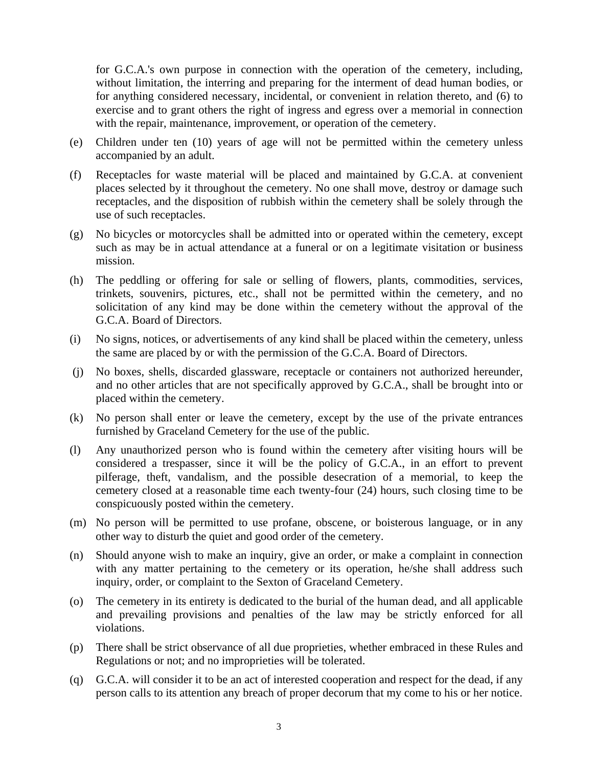for G.C.A.'s own purpose in connection with the operation of the cemetery, including, without limitation, the interring and preparing for the interment of dead human bodies, or for anything considered necessary, incidental, or convenient in relation thereto, and (6) to exercise and to grant others the right of ingress and egress over a memorial in connection with the repair, maintenance, improvement, or operation of the cemetery.

(e) Children under ten (10) years of age will not be permitted within the cemetery unless accompanied by an adult.

(f) Receptacles for waste material will be placed and maintained by G.C.A. at convenient places selected by it throughout the cemetery. No one shall move, destroy or damage such receptacles, and the disposition of rubbish within the cemetery shall be solely through the use of such receptacles.

(g) No bicycles or motorcycles shall be admitted into or operated within the cemetery, except such as may be in actual attendance at a funeral or on a legitimate visitation or business mission.

(h) The peddling or offering for sale or selling of flowers, plants, commodities, services, trinkets, souvenirs, pictures, etc., shall not be permitted within the cemetery, and no solicitation of any kind may be done within the cemetery without the approval of the G.C.A. Board of Directors.

(i) No signs, notices, or advertisements of any kind shall be placed within the cemetery, unless the same are placed by or with the permission of the G.C.A. Board of Directors.

(j) No boxes, shells, discarded glassware, receptacle or containers not authorized hereunder, and no other articles that are not specifically approved by G.C.A., shall be brought into or placed within the cemetery.

(k) No person shall enter or leave the cemetery, except by the use of the private entrances furnished by Graceland Cemetery for the use of the public.

(l) Any unauthorized person who is found within the cemetery after visiting hours will be considered a trespasser, since it will be the policy of G.C.A., in an effort to prevent pilferage, theft, vandalism, and the possible desecration of a memorial, to keep the cemetery closed at a reasonable time each twenty-four (24) hours, such closing time to be conspicuously posted within the cemetery.

(m) No person will be permitted to use profane, obscene, or boisterous language, or in any other way to disturb the quiet and good order of the cemetery.

(n) Should anyone wish to make an inquiry, give an order, or make a complaint in connection with any matter pertaining to the cemetery or its operation, he/she shall address such inquiry, order, or complaint to the Sexton of Graceland Cemetery.

(o) The cemetery in its entirety is dedicated to the burial of the human dead, and all applicable and prevailing provisions and penalties of the law may be strictly enforced for all violations.

(p) There shall be strict observance of all due proprieties, whether embraced in these Rules and Regulations or not; and no improprieties will be tolerated.

(q) G.C.A. will consider it to be an act of interested cooperation and respect for the dead, if any person calls to its attention any breach of proper decorum that my come to his or her notice.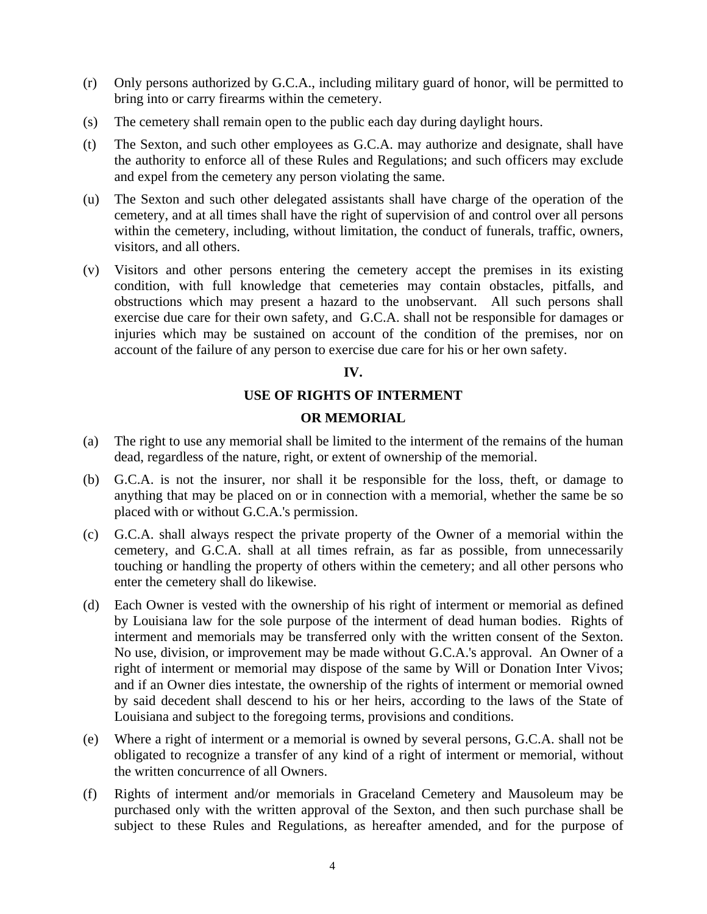(r) Only persons authorized by G.C.A., including military guard of honor, will be permitted to bring into or carry firearms within the cemetery.

(s) The cemetery shall remain open to the public each day during daylight hours.

(t) The Sexton, and such other employees as G.C.A. may authorize and designate, shall have the authority to enforce all of these Rules and Regulations; and such officers may exclude and expel from the cemetery any person violating the same.

(u) The Sexton and such other delegated assistants shall have charge of the operation of the cemetery, and at all times shall have the right of supervision of and control over all persons within the cemetery, including, without limitation, the conduct of funerals, traffic, owners, visitors, and all others.

(v) Visitors and other persons entering the cemetery accept the premises in its existing condition, with full knowledge that cemeteries may contain obstacles, pitfalls, and obstructions which may present a hazard to the unobservant. All such persons shall exercise due care for their own safety, and G.C.A. shall not be responsible for damages or injuries which may be sustained on account of the condition of the premises, nor on account of the failure of any person to exercise due care for his or her own safety.

## IV.

## USE OF RIGHTS OF INTERMENT OR MEMORIAL

(a) The right to use any memorial shall be limited to the interment of the remains of the human dead, regardless of the nature, right, or extent of ownership of the memorial.

(b) G.C.A. is not the insurer, nor shall it be responsible for the loss, theft, or damage to anything that may be placed on or in connection with a memorial, whether the same be so placed with or without G.C.A.'s permission.

(c) G.C.A. shall always respect the private property of the Owner of a memorial within the cemetery, and G.C.A. shall at all times refrain, as far as possible, from unnecessarily touching or handling the property of others within the cemetery; and all other persons who enter the cemetery shall do likewise.

(d) Each Owner is vested with the ownership of his right of interment or memorial as defined by Louisiana law for the sole purpose of the interment of dead human bodies. Rights of interment and memorials may be transferred only with the written consent of the Sexton. No use, division, or improvement may be made without G.C.A.'s approval. An Owner of a right of interment or memorial may dispose of the same by Will or Donation Inter Vivos; and if an Owner dies intestate, the ownership of the rights of interment or memorial owned by said decedent shall descend to his or her heirs, according to the laws of the State of Louisiana and subject to the foregoing terms, provisions and conditions.

(e) Where a right of interment or a memorial is owned by several persons, G.C.A. shall not be obligated to recognize a transfer of any kind of a right of interment or memorial, without the written concurrence of all Owners.

(f) Rights of interment and/or memorials in Graceland Cemetery and Mausoleum may be purchased only with the written approval of the Sexton, and then such purchase shall be subject to these Rules and Regulations, as hereafter amended, and for the purpose of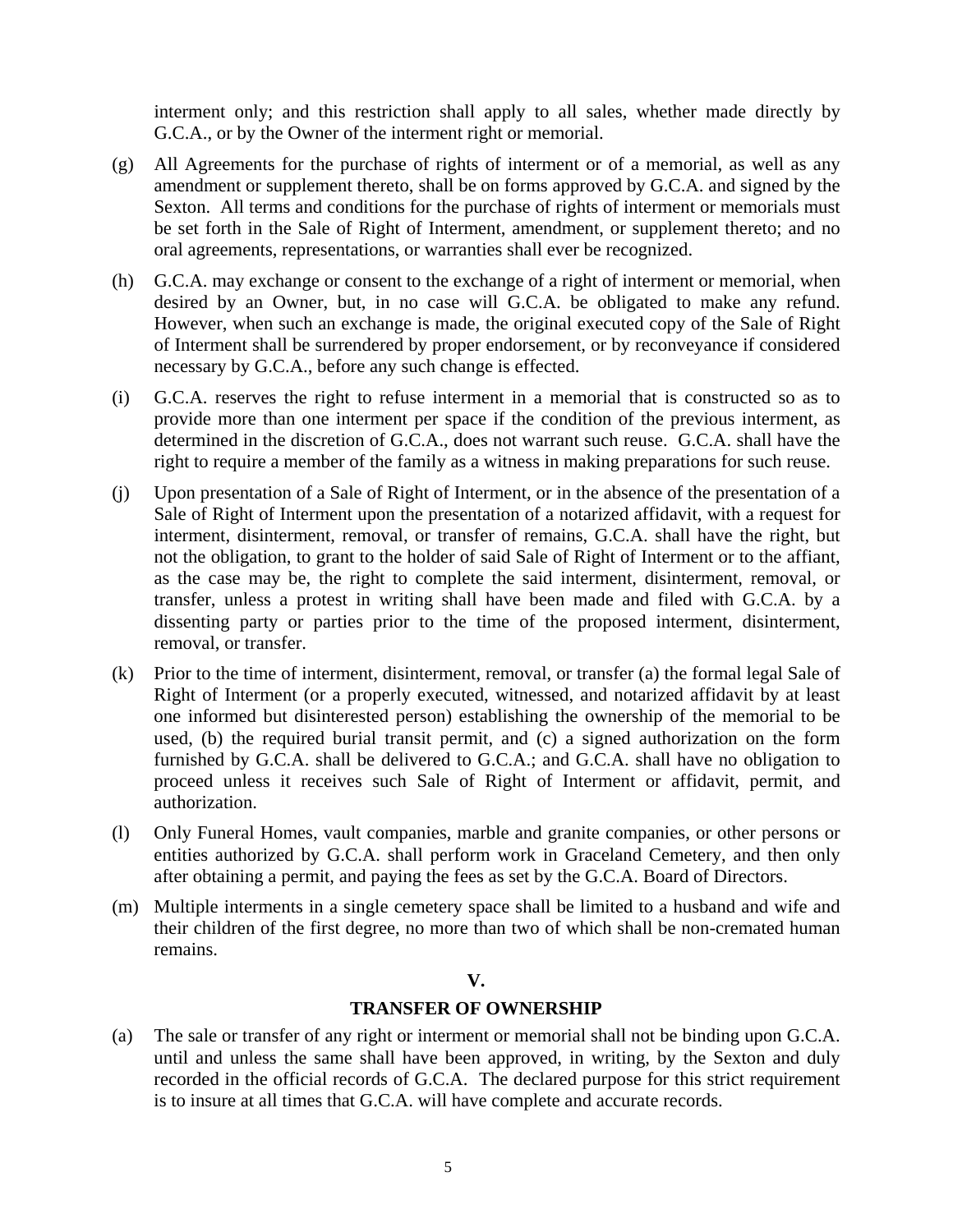interment only; and this restriction shall apply to all sales, whether made directly by G.C.A., or by the Owner of the interment right or memorial.

(g) All Agreements for the purchase of rights of interment or of a memorial, as well as any amendment or supplement thereto, shall be on forms approved by G.C.A. and signed by the Sexton. All terms and conditions for the purchase of rights of interment or memorials must be set forth in the Sale of Right of Interment, amendment, or supplement thereto; and no oral agreements, representations, or warranties shall ever be recognized.

(h) G.C.A. may exchange or consent to the exchange of a right of interment or memorial, when desired by an Owner, but, in no case will G.C.A. be obligated to make any refund. However, when such an exchange is made, the original executed copy of the Sale of Right of Interment shall be surrendered by proper endorsement, or by reconveyance if considered necessary by G.C.A., before any such change is effected.

(i) G.C.A. reserves the right to refuse interment in a memorial that is constructed so as to provide more than one interment per space if the condition of the previous interment, as determined in the discretion of G.C.A., does not warrant such reuse. G.C.A. shall have the right to require a member of the family as a witness in making preparations for such reuse.

(j) Upon presentation of a Sale of Right of Interment, or in the absence of the presentation of a Sale of Right of Interment upon the presentation of a notarized affidavit, with a request for interment, disinterment, removal, or transfer of remains, G.C.A. shall have the right, but not the obligation, to grant to the holder of said Sale of Right of Interment or to the affiant, as the case may be, the right to complete the said interment, disinterment, removal, or transfer, unless a protest in writing shall have been made and filed with G.C.A. by a dissenting party or parties prior to the time of the proposed interment, disinterment, removal, or transfer.

(k) Prior to the time of interment, disinterment, removal, or transfer (a) the formal legal Sale of Right of Interment (or a properly executed, witnessed, and notarized affidavit by at least one informed but disinterested person) establishing the ownership of the memorial to be used, (b) the required burial transit permit, and (c) a signed authorization on the form furnished by G.C.A. shall be delivered to G.C.A.; and G.C.A. shall have no obligation to proceed unless it receives such Sale of Right of Interment or affidavit, permit, and authorization.

(l) Only Funeral Homes, vault companies, marble and granite companies, or other persons or entities authorized by G.C.A. shall perform work in Graceland Cemetery, and then only after obtaining a permit, and paying the fees as set by the G.C.A. Board of Directors.

(m) Multiple interments in a single cemetery space shall be limited to a husband and wife and their children of the first degree, no more than two of which shall be non-cremated human remains.

## V.

## TRANSFER OF OWNERSHIP

(a) The sale or transfer of any right or interment or memorial shall not be binding upon G.C.A. until and unless the same shall have been approved, in writing, by the Sexton and duly recorded in the official records of G.C.A. The declared purpose for this strict requirement is to insure at all times that G.C.A. will have complete and accurate records.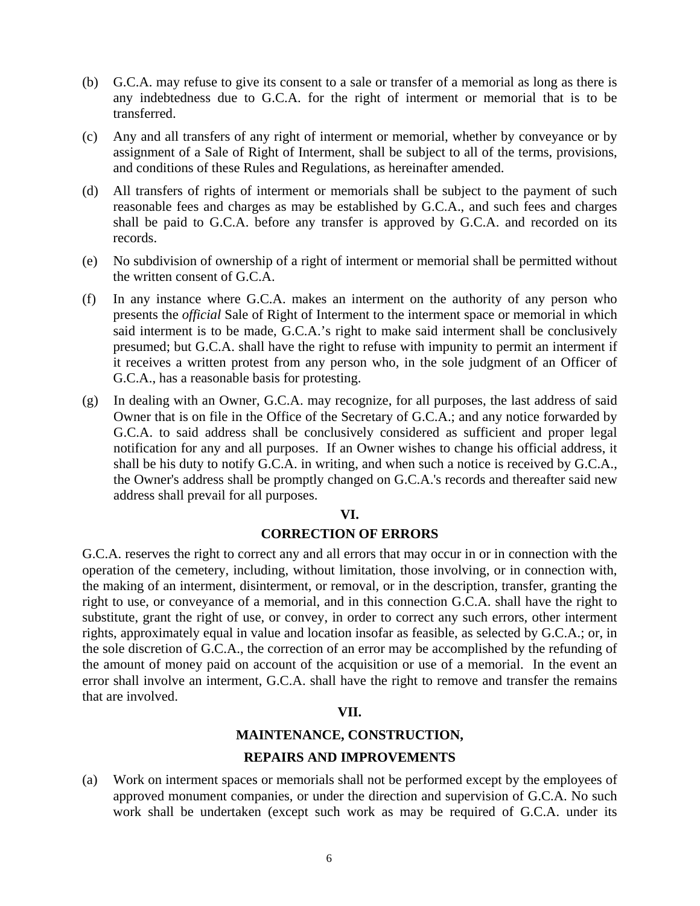(b) G.C.A. may refuse to give its consent to a sale or transfer of a memorial as long as there is any indebtedness due to G.C.A. for the right of interment or memorial that is to be transferred.

(c) Any and all transfers of any right of interment or memorial, whether by conveyance or by assignment of a Sale of Right of Interment, shall be subject to all of the terms, provisions, and conditions of these Rules and Regulations, as hereinafter amended.

(d) All transfers of rights of interment or memorials shall be subject to the payment of such reasonable fees and charges as may be established by G.C.A., and such fees and charges shall be paid to G.C.A. before any transfer is approved by G.C.A. and recorded on its records.

(e) No subdivision of ownership of a right of interment or memorial shall be permitted without the written consent of G.C.A.

(f) In any instance where G.C.A. makes an interment on the authority of any person who presents the *official* Sale of Right of Interment to the interment space or memorial in which said interment is to be made, G.C.A.'s right to make said interment shall be conclusively presumed; but G.C.A. shall have the right to refuse with impunity to permit an interment if it receives a written protest from any person who, in the sole judgment of an Officer of G.C.A., has a reasonable basis for protesting.

(g) In dealing with an Owner, G.C.A. may recognize, for all purposes, the last address of said Owner that is on file in the Office of the Secretary of G.C.A.; and any notice forwarded by G.C.A. to said address shall be conclusively considered as sufficient and proper legal notification for any and all purposes. If an Owner wishes to change his official address, it shall be his duty to notify G.C.A. in writing, and when such a notice is received by G.C.A., the Owner's address shall be promptly changed on G.C.A.'s records and thereafter said new address shall prevail for all purposes.

## VI.

## CORRECTION OF ERRORS

G.C.A. reserves the right to correct any and all errors that may occur in or in connection with the operation of the cemetery, including, without limitation, those involving, or in connection with, the making of an interment, disinterment, or removal, or in the description, transfer, granting the right to use, or conveyance of a memorial, and in this connection G.C.A. shall have the right to substitute, grant the right of use, or convey, in order to correct any such errors, other interment rights, approximately equal in value and location insofar as feasible, as selected by G.C.A.; or, in the sole discretion of G.C.A., the correction of an error may be accomplished by the refunding of the amount of money paid on account of the acquisition or use of a memorial. In the event an error shall involve an interment, G.C.A. shall have the right to remove and transfer the remains that are involved.

## VII.

## MAINTENANCE, CONSTRUCTION, REPAIRS AND IMPROVEMENTS

(a) Work on interment spaces or memorials shall not be performed except by the employees of approved monument companies, or under the direction and supervision of G.C.A. No such work shall be undertaken (except such work as may be required of G.C.A. under its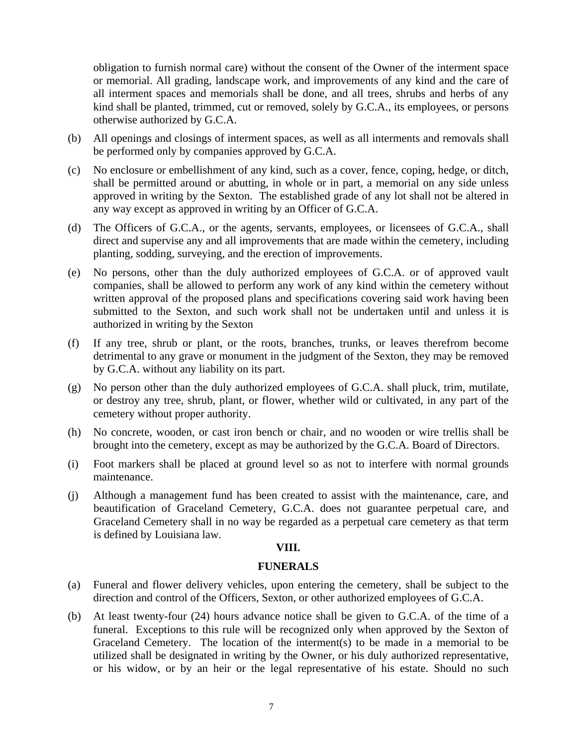obligation to furnish normal care) without the consent of the Owner of the interment space or memorial. All grading, landscape work, and improvements of any kind and the care of all interment spaces and memorials shall be done, and all trees, shrubs and herbs of any kind shall be planted, trimmed, cut or removed, solely by G.C.A., its employees, or persons otherwise authorized by G.C.A.

(b) All openings and closings of interment spaces, as well as all interments and removals shall be performed only by companies approved by G.C.A.

(c) No enclosure or embellishment of any kind, such as a cover, fence, coping, hedge, or ditch, shall be permitted around or abutting, in whole or in part, a memorial on any side unless approved in writing by the Sexton. The established grade of any lot shall not be altered in any way except as approved in writing by an Officer of G.C.A.

(d) The Officers of G.C.A., or the agents, servants, employees, or licensees of G.C.A., shall direct and supervise any and all improvements that are made within the cemetery, including planting, sodding, surveying, and the erection of improvements.

(e) No persons, other than the duly authorized employees of G.C.A. or of approved vault companies, shall be allowed to perform any work of any kind within the cemetery without written approval of the proposed plans and specifications covering said work having been submitted to the Sexton, and such work shall not be undertaken until and unless it is authorized in writing by the Sexton

(f) If any tree, shrub or plant, or the roots, branches, trunks, or leaves therefrom become detrimental to any grave or monument in the judgment of the Sexton, they may be removed by G.C.A. without any liability on its part.

(g) No person other than the duly authorized employees of G.C.A. shall pluck, trim, mutilate, or destroy any tree, shrub, plant, or flower, whether wild or cultivated, in any part of the cemetery without proper authority.

(h) No concrete, wooden, or cast iron bench or chair, and no wooden or wire trellis shall be brought into the cemetery, except as may be authorized by the G.C.A. Board of Directors.

(i) Foot markers shall be placed at ground level so as not to interfere with normal grounds maintenance.

(j) Although a management fund has been created to assist with the maintenance, care, and beautification of Graceland Cemetery, G.C.A. does not guarantee perpetual care, and Graceland Cemetery shall in no way be regarded as a perpetual care cemetery as that term is defined by Louisiana law.

## VIII.

## FUNERALS

(a) Funeral and flower delivery vehicles, upon entering the cemetery, shall be subject to the direction and control of the Officers, Sexton, or other authorized employees of G.C.A.

(b) At least twenty-four (24) hours advance notice shall be given to G.C.A. of the time of a funeral. Exceptions to this rule will be recognized only when approved by the Sexton of Graceland Cemetery. The location of the interment(s) to be made in a memorial to be utilized shall be designated in writing by the Owner, or his duly authorized representative, or his widow, or by an heir or the legal representative of his estate. Should no such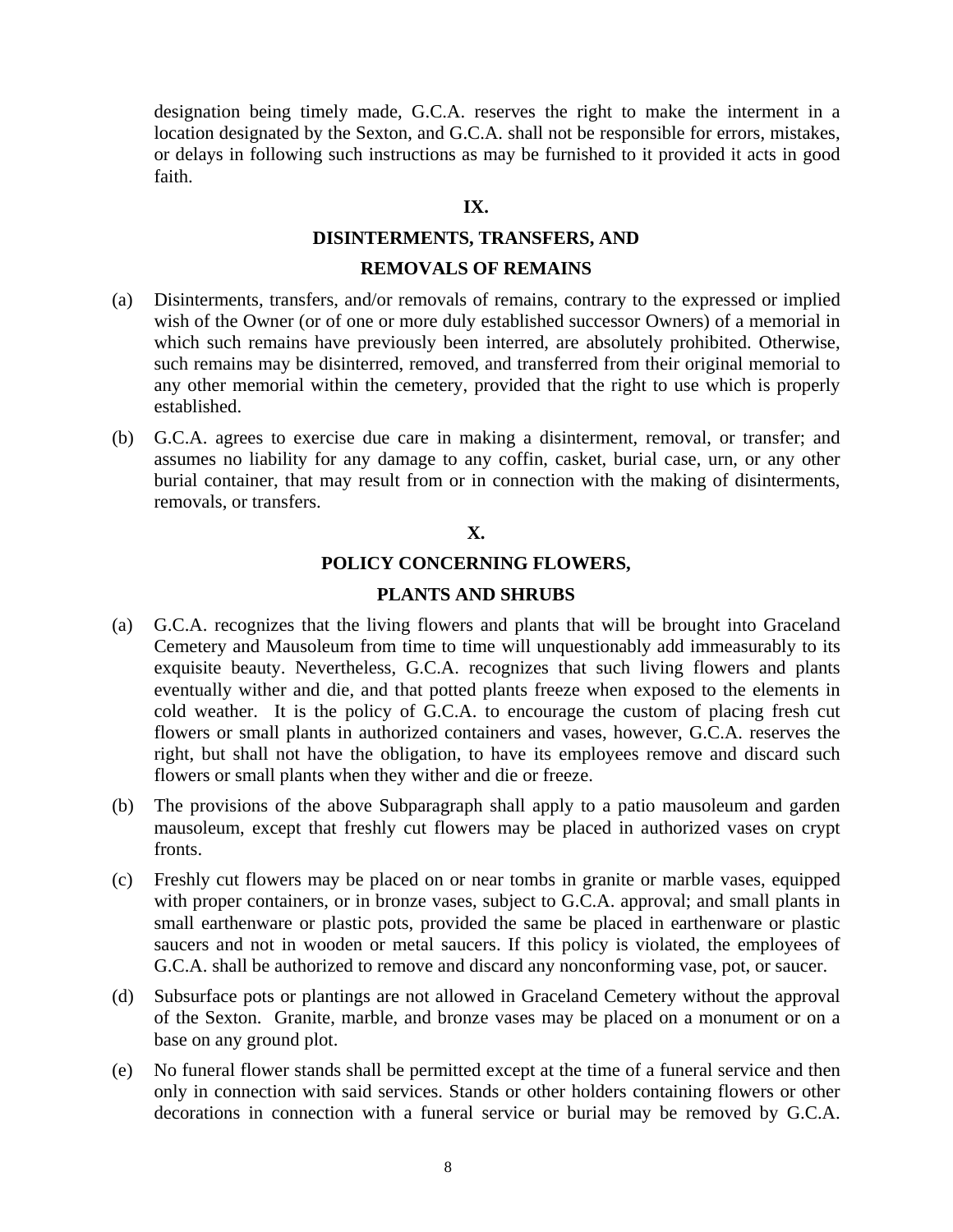designation being timely made, G.C.A. reserves the right to make the interment in a location designated by the Sexton, and G.C.A. shall not be responsible for errors, mistakes, or delays in following such instructions as may be furnished to it provided it acts in good faith.

## IX.

## DISINTERMENTS, TRANSFERS, AND REMOVALS OF REMAINS

(a) Disinterments, transfers, and/or removals of remains, contrary to the expressed or implied wish of the Owner (or of one or more duly established successor Owners) of a memorial in which such remains have previously been interred, are absolutely prohibited. Otherwise, such remains may be disinterred, removed, and transferred from their original memorial to any other memorial within the cemetery, provided that the right to use which is properly established.

(b) G.C.A. agrees to exercise due care in making a disinterment, removal, or transfer; and assumes no liability for any damage to any coffin, casket, burial case, urn, or any other burial container, that may result from or in connection with the making of disinterments, removals, or transfers.

## X.

## POLICY CONCERNING FLOWERS, PLANTS AND SHRUBS

(a) G.C.A. recognizes that the living flowers and plants that will be brought into Graceland Cemetery and Mausoleum from time to time will unquestionably add immeasurably to its exquisite beauty. Nevertheless, G.C.A. recognizes that such living flowers and plants eventually wither and die, and that potted plants freeze when exposed to the elements in cold weather. It is the policy of G.C.A. to encourage the custom of placing fresh cut flowers or small plants in authorized containers and vases, however, G.C.A. reserves the right, but shall not have the obligation, to have its employees remove and discard such flowers or small plants when they wither and die or freeze.

(b) The provisions of the above Subparagraph shall apply to a patio mausoleum and garden mausoleum, except that freshly cut flowers may be placed in authorized vases on crypt fronts.

(c) Freshly cut flowers may be placed on or near tombs in granite or marble vases, equipped with proper containers, or in bronze vases, subject to G.C.A. approval; and small plants in small earthenware or plastic pots, provided the same be placed in earthenware or plastic saucers and not in wooden or metal saucers. If this policy is violated, the employees of G.C.A. shall be authorized to remove and discard any nonconforming vase, pot, or saucer.

(d) Subsurface pots or plantings are not allowed in Graceland Cemetery without the approval of the Sexton. Granite, marble, and bronze vases may be placed on a monument or on a base on any ground plot.

(e) No funeral flower stands shall be permitted except at the time of a funeral service and then only in connection with said services. Stands or other holders containing flowers or other decorations in connection with a funeral service or burial may be removed by G.C.A.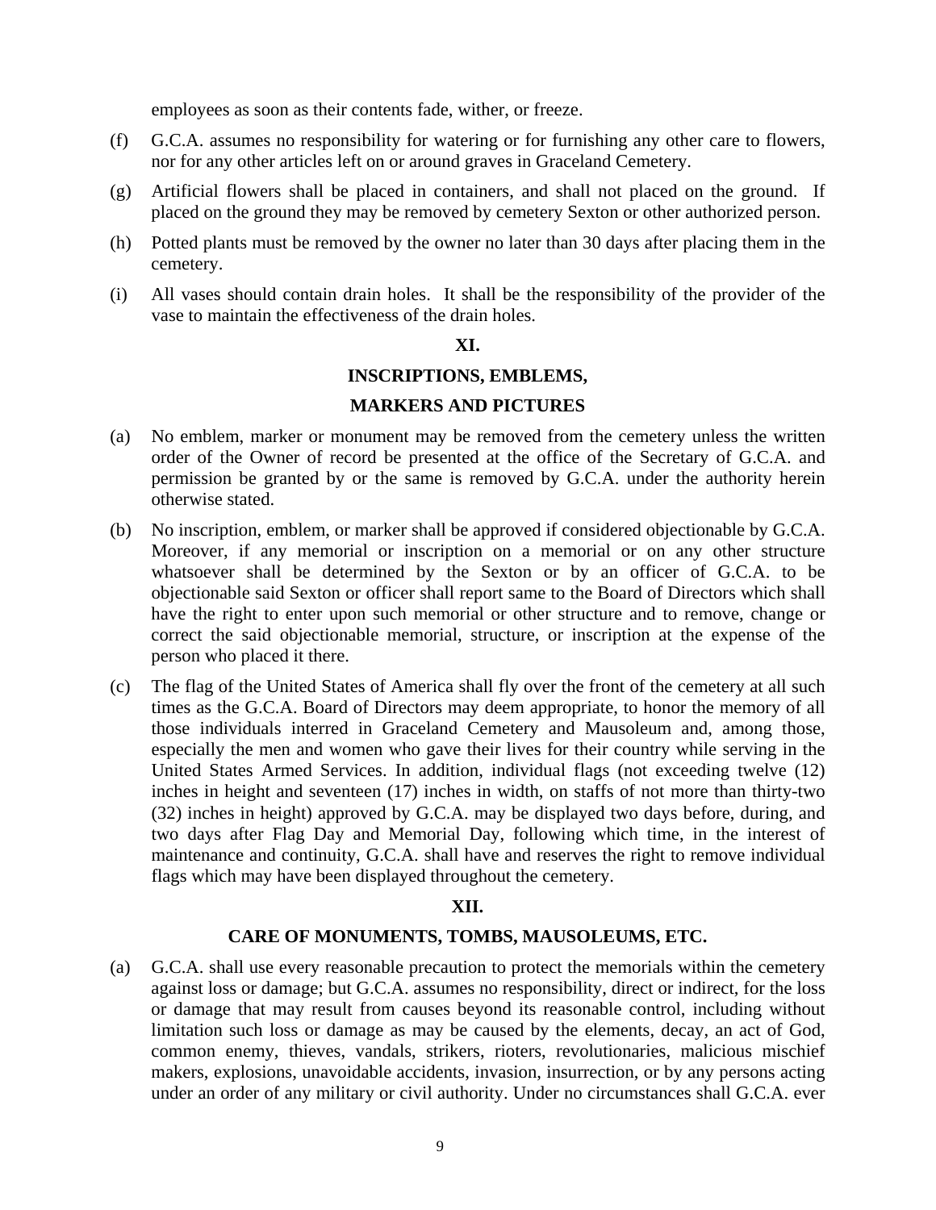employees as soon as their contents fade, wither, or freeze.

(f) G.C.A. assumes no responsibility for watering or for furnishing any other care to flowers, nor for any other articles left on or around graves in Graceland Cemetery.

(g) Artificial flowers shall be placed in containers, and shall not placed on the ground. If placed on the ground they may be removed by cemetery Sexton or other authorized person.

(h) Potted plants must be removed by the owner no later than 30 days after placing them in the cemetery.

(i) All vases should contain drain holes. It shall be the responsibility of the provider of the vase to maintain the effectiveness of the drain holes.

## XI.

## INSCRIPTIONS, EMBLEMS, MARKERS AND PICTURES

(a) No emblem, marker or monument may be removed from the cemetery unless the written order of the Owner of record be presented at the office of the Secretary of G.C.A. and permission be granted by or the same is removed by G.C.A. under the authority herein otherwise stated.

(b) No inscription, emblem, or marker shall be approved if considered objectionable by G.C.A. Moreover, if any memorial or inscription on a memorial or on any other structure whatsoever shall be determined by the Sexton or by an officer of G.C.A. to be objectionable said Sexton or officer shall report same to the Board of Directors which shall have the right to enter upon such memorial or other structure and to remove, change or correct the said objectionable memorial, structure, or inscription at the expense of the person who placed it there.

(c) The flag of the United States of America shall fly over the front of the cemetery at all such times as the G.C.A. Board of Directors may deem appropriate, to honor the memory of all those individuals interred in Graceland Cemetery and Mausoleum and, among those, especially the men and women who gave their lives for their country while serving in the United States Armed Services. In addition, individual flags (not exceeding twelve (12) inches in height and seventeen (17) inches in width, on staffs of not more than thirty-two (32) inches in height) approved by G.C.A. may be displayed two days before, during, and two days after Flag Day and Memorial Day, following which time, in the interest of maintenance and continuity, G.C.A. shall have and reserves the right to remove individual flags which may have been displayed throughout the cemetery.

## XII.

## CARE OF MONUMENTS, TOMBS, MAUSOLEUMS, ETC.

(a) G.C.A. shall use every reasonable precaution to protect the memorials within the cemetery against loss or damage; but G.C.A. assumes no responsibility, direct or indirect, for the loss or damage that may result from causes beyond its reasonable control, including without limitation such loss or damage as may be caused by the elements, decay, an act of God, common enemy, thieves, vandals, strikers, rioters, revolutionaries, malicious mischief makers, explosions, unavoidable accidents, invasion, insurrection, or by any persons acting under an order of any military or civil authority. Under no circumstances shall G.C.A. ever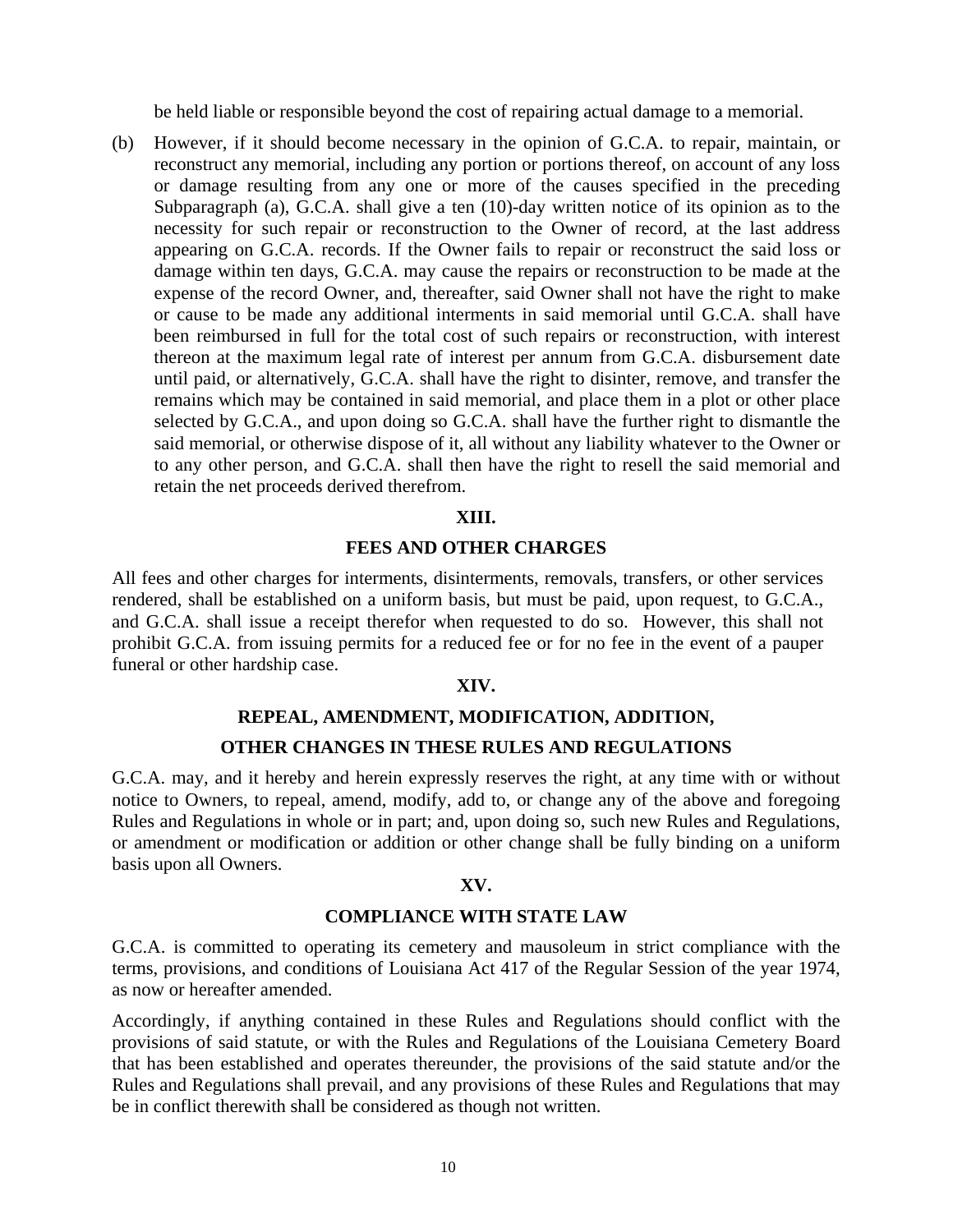be held liable or responsible beyond the cost of repairing actual damage to a memorial.

(b) However, if it should become necessary in the opinion of G.C.A. to repair, maintain, or reconstruct any memorial, including any portion or portions thereof, on account of any loss or damage resulting from any one or more of the causes specified in the preceding Subparagraph (a), G.C.A. shall give a ten (10)-day written notice of its opinion as to the necessity for such repair or reconstruction to the Owner of record, at the last address appearing on G.C.A. records. If the Owner fails to repair or reconstruct the said loss or damage within ten days, G.C.A. may cause the repairs or reconstruction to be made at the expense of the record Owner, and, thereafter, said Owner shall not have the right to make or cause to be made any additional interments in said memorial until G.C.A. shall have been reimbursed in full for the total cost of such repairs or reconstruction, with interest thereon at the maximum legal rate of interest per annum from G.C.A. disbursement date until paid, or alternatively, G.C.A. shall have the right to disinter, remove, and transfer the remains which may be contained in said memorial, and place them in a plot or other place selected by G.C.A., and upon doing so G.C.A. shall have the further right to dismantle the said memorial, or otherwise dispose of it, all without any liability whatever to the Owner or to any other person, and G.C.A. shall then have the right to resell the said memorial and retain the net proceeds derived therefrom.

## XIII.

## FEES AND OTHER CHARGES

All fees and other charges for interments, disinterments, removals, transfers, or other services rendered, shall be established on a uniform basis, but must be paid, upon request, to G.C.A., and G.C.A. shall issue a receipt therefor when requested to do so. However, this shall not prohibit G.C.A. from issuing permits for a reduced fee or for no fee in the event of a pauper funeral or other hardship case.

## XIV.

## REPEAL, AMENDMENT, MODIFICATION, ADDITION, OTHER CHANGES IN THESE RULES AND REGULATIONS

G.C.A. may, and it hereby and herein expressly reserves the right, at any time with or without notice to Owners, to repeal, amend, modify, add to, or change any of the above and foregoing Rules and Regulations in whole or in part; and, upon doing so, such new Rules and Regulations, or amendment or modification or addition or other change shall be fully binding on a uniform basis upon all Owners.

## XV.

## COMPLIANCE WITH STATE LAW

G.C.A. is committed to operating its cemetery and mausoleum in strict compliance with the terms, provisions, and conditions of Louisiana Act 417 of the Regular Session of the year 1974, as now or hereafter amended.

Accordingly, if anything contained in these Rules and Regulations should conflict with the provisions of said statute, or with the Rules and Regulations of the Louisiana Cemetery Board that has been established and operates thereunder, the provisions of the said statute and/or the Rules and Regulations shall prevail, and any provisions of these Rules and Regulations that may be in conflict therewith shall be considered as though not written.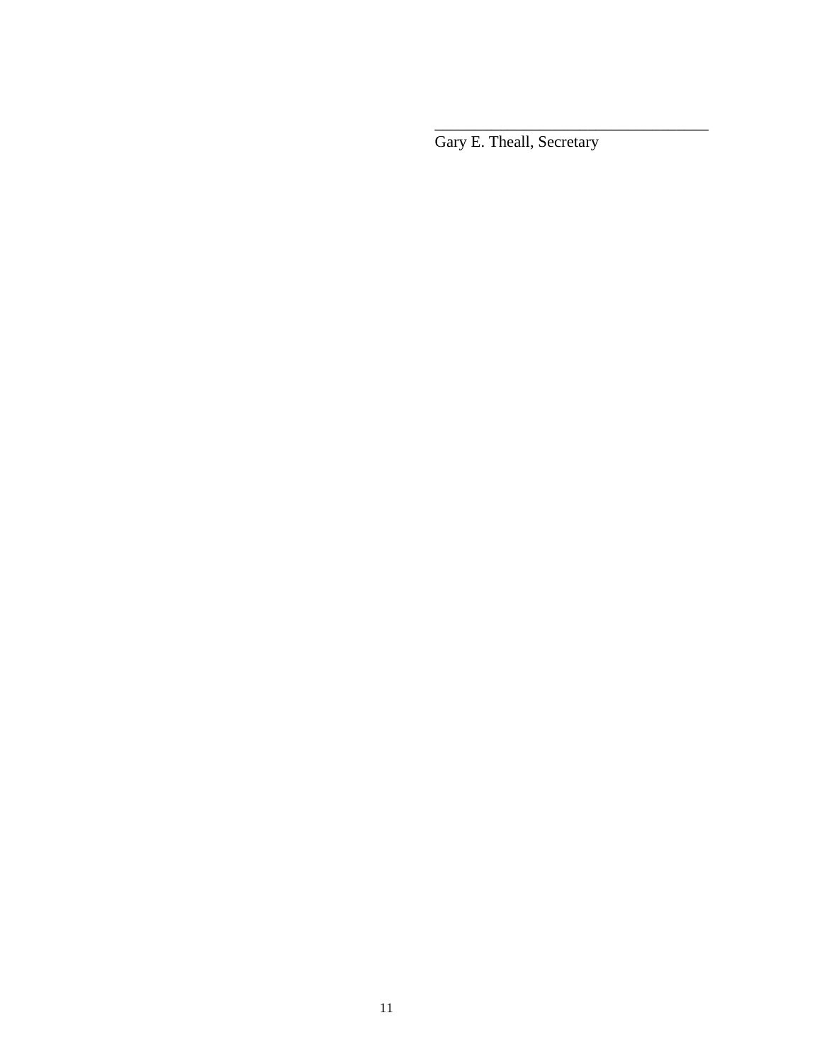\_\_\_\_\_\_\_\_\_\_\_\_\_\_\_\_\_\_\_\_\_\_\_\_\_\_\_\_\_\_\_\_\_\_\_\_

Gary E. Theall, Secretary